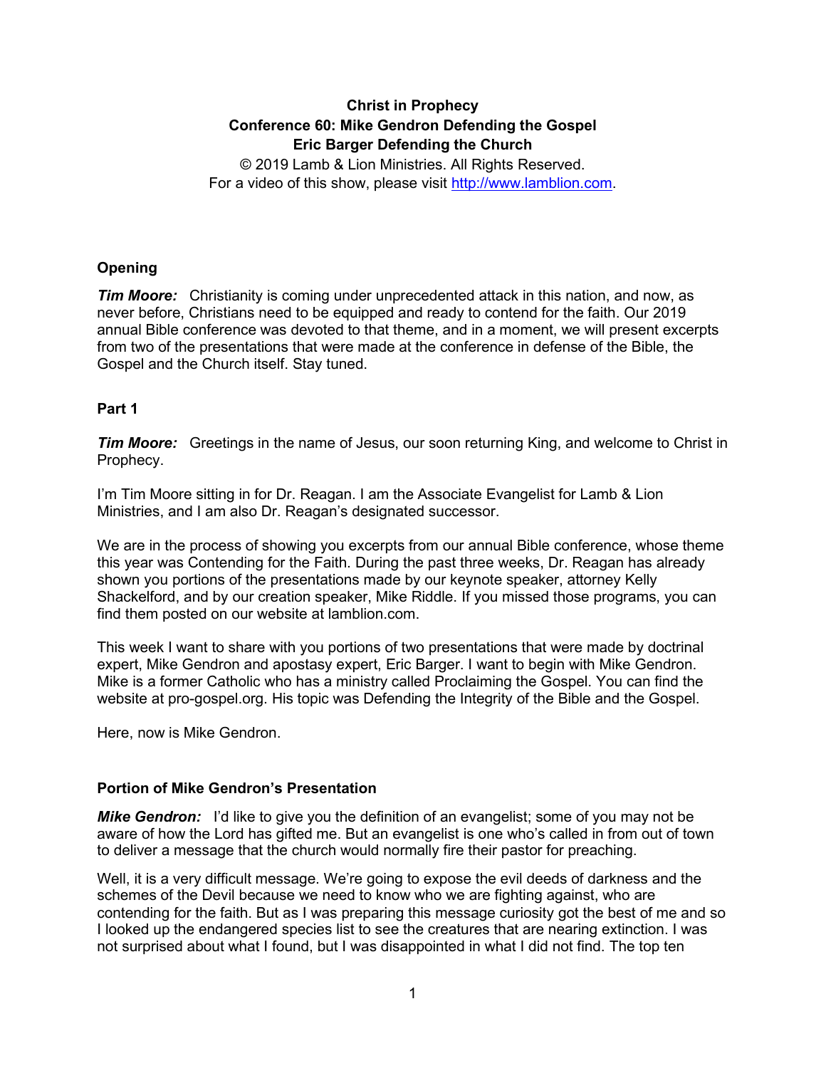**Christ in Prophecy**
**Conference 60: Mike Gendron Defending the Gospel**
**Eric Barger Defending the Church**

© 2019 Lamb & Lion Ministries. All Rights Reserved.
For a video of this show, please visit http://www.lamblion.com.

## Opening

***Tim Moore:*** Christianity is coming under unprecedented attack in this nation, and now, as never before, Christians need to be equipped and ready to contend for the faith. Our 2019 annual Bible conference was devoted to that theme, and in a moment, we will present excerpts from two of the presentations that were made at the conference in defense of the Bible, the Gospel and the Church itself. Stay tuned.

## Part 1

***Tim Moore:*** Greetings in the name of Jesus, our soon returning King, and welcome to Christ in Prophecy.

I'm Tim Moore sitting in for Dr. Reagan. I am the Associate Evangelist for Lamb & Lion Ministries, and I am also Dr. Reagan's designated successor.

We are in the process of showing you excerpts from our annual Bible conference, whose theme this year was Contending for the Faith. During the past three weeks, Dr. Reagan has already shown you portions of the presentations made by our keynote speaker, attorney Kelly Shackelford, and by our creation speaker, Mike Riddle. If you missed those programs, you can find them posted on our website at lamblion.com.

This week I want to share with you portions of two presentations that were made by doctrinal expert, Mike Gendron and apostasy expert, Eric Barger. I want to begin with Mike Gendron. Mike is a former Catholic who has a ministry called Proclaiming the Gospel. You can find the website at pro-gospel.org. His topic was Defending the Integrity of the Bible and the Gospel.

Here, now is Mike Gendron.

## Portion of Mike Gendron's Presentation

***Mike Gendron:*** I'd like to give you the definition of an evangelist; some of you may not be aware of how the Lord has gifted me. But an evangelist is one who's called in from out of town to deliver a message that the church would normally fire their pastor for preaching.

Well, it is a very difficult message. We're going to expose the evil deeds of darkness and the schemes of the Devil because we need to know who we are fighting against, who are contending for the faith. But as I was preparing this message curiosity got the best of me and so I looked up the endangered species list to see the creatures that are nearing extinction. I was not surprised about what I found, but I was disappointed in what I did not find. The top ten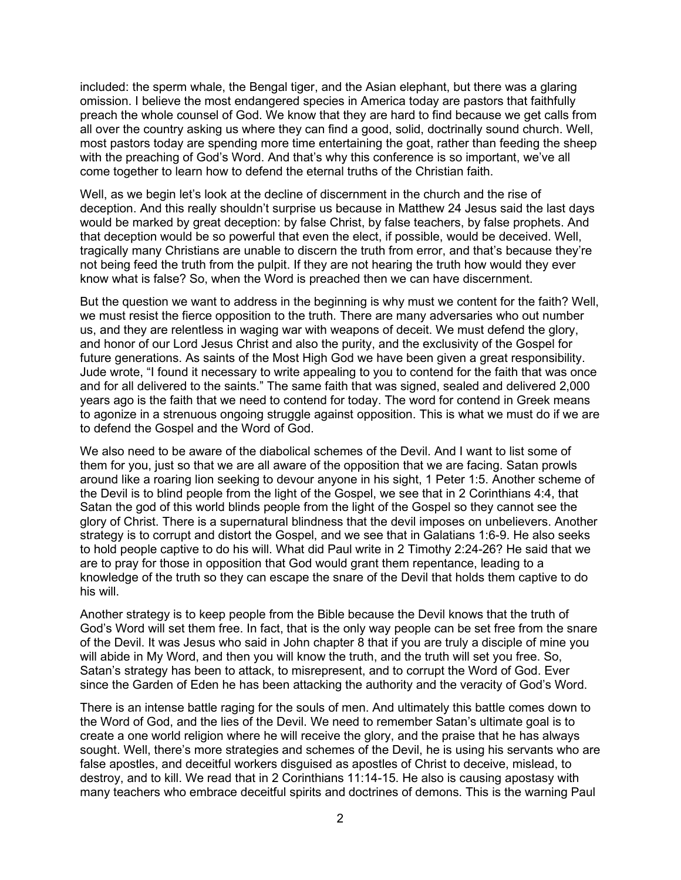included: the sperm whale, the Bengal tiger, and the Asian elephant, but there was a glaring omission. I believe the most endangered species in America today are pastors that faithfully preach the whole counsel of God. We know that they are hard to find because we get calls from all over the country asking us where they can find a good, solid, doctrinally sound church. Well, most pastors today are spending more time entertaining the goat, rather than feeding the sheep with the preaching of God's Word. And that's why this conference is so important, we've all come together to learn how to defend the eternal truths of the Christian faith.

Well, as we begin let's look at the decline of discernment in the church and the rise of deception. And this really shouldn't surprise us because in Matthew 24 Jesus said the last days would be marked by great deception: by false Christ, by false teachers, by false prophets. And that deception would be so powerful that even the elect, if possible, would be deceived. Well, tragically many Christians are unable to discern the truth from error, and that's because they're not being feed the truth from the pulpit. If they are not hearing the truth how would they ever know what is false? So, when the Word is preached then we can have discernment.

But the question we want to address in the beginning is why must we content for the faith? Well, we must resist the fierce opposition to the truth. There are many adversaries who out number us, and they are relentless in waging war with weapons of deceit. We must defend the glory, and honor of our Lord Jesus Christ and also the purity, and the exclusivity of the Gospel for future generations. As saints of the Most High God we have been given a great responsibility. Jude wrote, "I found it necessary to write appealing to you to contend for the faith that was once and for all delivered to the saints." The same faith that was signed, sealed and delivered 2,000 years ago is the faith that we need to contend for today. The word for contend in Greek means to agonize in a strenuous ongoing struggle against opposition. This is what we must do if we are to defend the Gospel and the Word of God.

We also need to be aware of the diabolical schemes of the Devil. And I want to list some of them for you, just so that we are all aware of the opposition that we are facing. Satan prowls around like a roaring lion seeking to devour anyone in his sight, 1 Peter 1:5. Another scheme of the Devil is to blind people from the light of the Gospel, we see that in 2 Corinthians 4:4, that Satan the god of this world blinds people from the light of the Gospel so they cannot see the glory of Christ. There is a supernatural blindness that the devil imposes on unbelievers. Another strategy is to corrupt and distort the Gospel, and we see that in Galatians 1:6-9. He also seeks to hold people captive to do his will. What did Paul write in 2 Timothy 2:24-26? He said that we are to pray for those in opposition that God would grant them repentance, leading to a knowledge of the truth so they can escape the snare of the Devil that holds them captive to do his will.

Another strategy is to keep people from the Bible because the Devil knows that the truth of God's Word will set them free. In fact, that is the only way people can be set free from the snare of the Devil. It was Jesus who said in John chapter 8 that if you are truly a disciple of mine you will abide in My Word, and then you will know the truth, and the truth will set you free. So, Satan's strategy has been to attack, to misrepresent, and to corrupt the Word of God. Ever since the Garden of Eden he has been attacking the authority and the veracity of God's Word.

There is an intense battle raging for the souls of men. And ultimately this battle comes down to the Word of God, and the lies of the Devil. We need to remember Satan's ultimate goal is to create a one world religion where he will receive the glory, and the praise that he has always sought. Well, there's more strategies and schemes of the Devil, he is using his servants who are false apostles, and deceitful workers disguised as apostles of Christ to deceive, mislead, to destroy, and to kill. We read that in 2 Corinthians 11:14-15. He also is causing apostasy with many teachers who embrace deceitful spirits and doctrines of demons. This is the warning Paul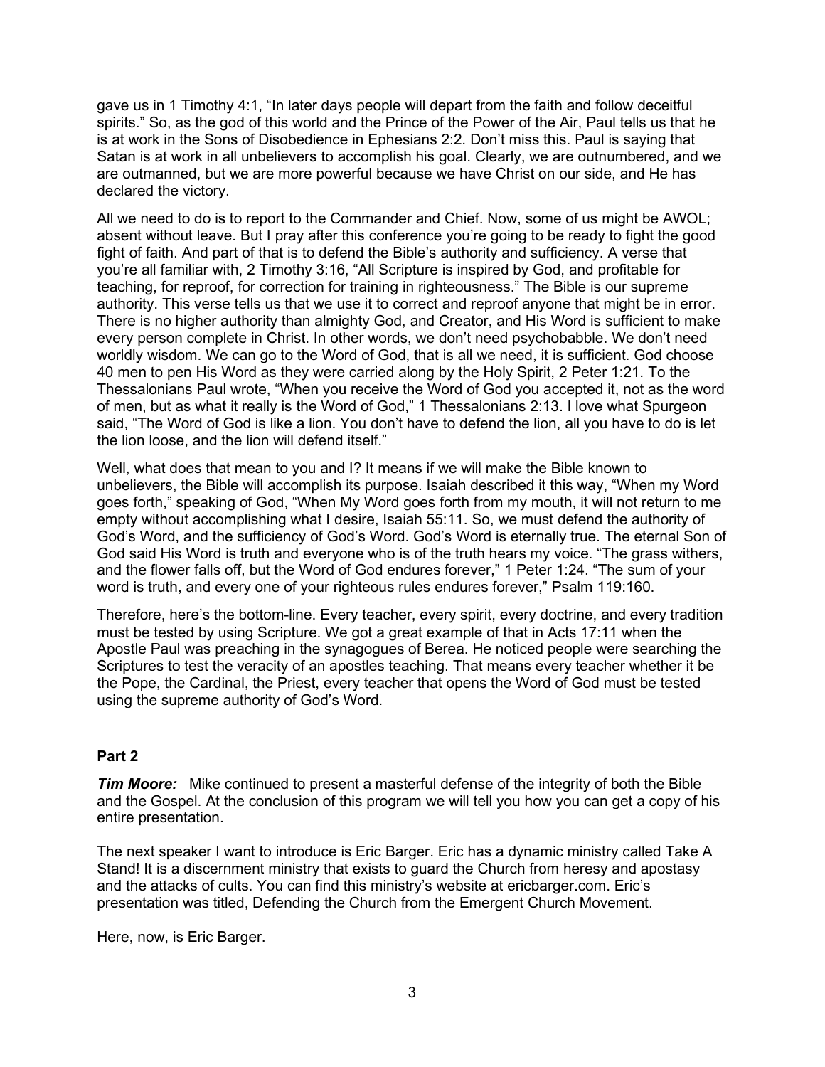gave us in 1 Timothy 4:1, "In later days people will depart from the faith and follow deceitful spirits." So, as the god of this world and the Prince of the Power of the Air, Paul tells us that he is at work in the Sons of Disobedience in Ephesians 2:2. Don't miss this. Paul is saying that Satan is at work in all unbelievers to accomplish his goal. Clearly, we are outnumbered, and we are outmanned, but we are more powerful because we have Christ on our side, and He has declared the victory.

All we need to do is to report to the Commander and Chief. Now, some of us might be AWOL; absent without leave. But I pray after this conference you're going to be ready to fight the good fight of faith. And part of that is to defend the Bible's authority and sufficiency. A verse that you're all familiar with, 2 Timothy 3:16, "All Scripture is inspired by God, and profitable for teaching, for reproof, for correction for training in righteousness." The Bible is our supreme authority. This verse tells us that we use it to correct and reproof anyone that might be in error. There is no higher authority than almighty God, and Creator, and His Word is sufficient to make every person complete in Christ. In other words, we don't need psychobabble. We don't need worldly wisdom. We can go to the Word of God, that is all we need, it is sufficient. God choose 40 men to pen His Word as they were carried along by the Holy Spirit, 2 Peter 1:21. To the Thessalonians Paul wrote, "When you receive the Word of God you accepted it, not as the word of men, but as what it really is the Word of God," 1 Thessalonians 2:13. I love what Spurgeon said, "The Word of God is like a lion. You don't have to defend the lion, all you have to do is let the lion loose, and the lion will defend itself."

Well, what does that mean to you and I? It means if we will make the Bible known to unbelievers, the Bible will accomplish its purpose. Isaiah described it this way, "When my Word goes forth," speaking of God, "When My Word goes forth from my mouth, it will not return to me empty without accomplishing what I desire, Isaiah 55:11. So, we must defend the authority of God's Word, and the sufficiency of God's Word. God's Word is eternally true. The eternal Son of God said His Word is truth and everyone who is of the truth hears my voice. "The grass withers, and the flower falls off, but the Word of God endures forever," 1 Peter 1:24. "The sum of your word is truth, and every one of your righteous rules endures forever," Psalm 119:160.

Therefore, here's the bottom-line. Every teacher, every spirit, every doctrine, and every tradition must be tested by using Scripture. We got a great example of that in Acts 17:11 when the Apostle Paul was preaching in the synagogues of Berea. He noticed people were searching the Scriptures to test the veracity of an apostles teaching. That means every teacher whether it be the Pope, the Cardinal, the Priest, every teacher that opens the Word of God must be tested using the supreme authority of God's Word.

**Part 2**

***Tim Moore:*** Mike continued to present a masterful defense of the integrity of both the Bible and the Gospel. At the conclusion of this program we will tell you how you can get a copy of his entire presentation.

The next speaker I want to introduce is Eric Barger. Eric has a dynamic ministry called Take A Stand! It is a discernment ministry that exists to guard the Church from heresy and apostasy and the attacks of cults. You can find this ministry's website at ericbarger.com. Eric's presentation was titled, Defending the Church from the Emergent Church Movement.

Here, now, is Eric Barger.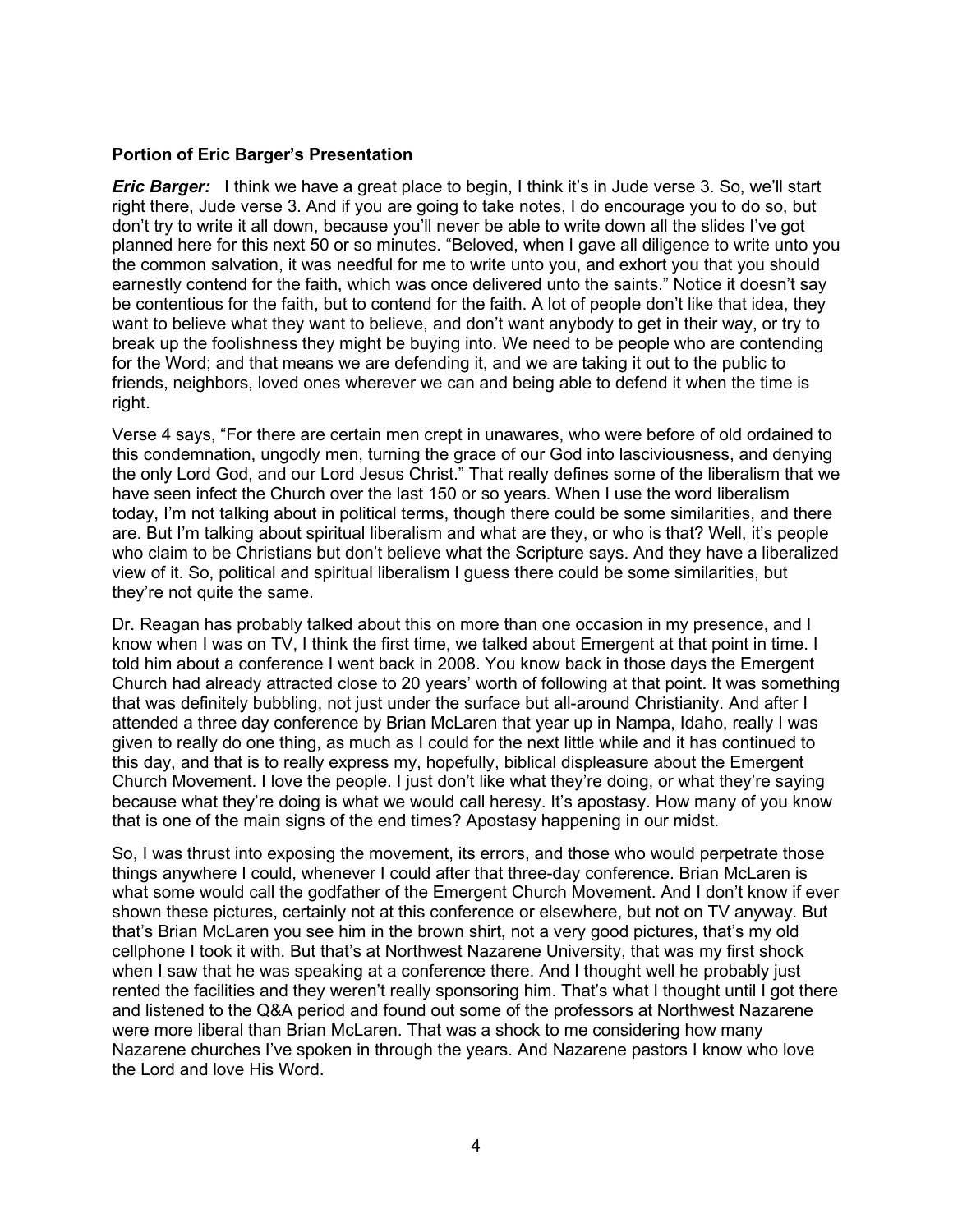**Portion of Eric Barger's Presentation**

***Eric Barger:*** I think we have a great place to begin, I think it's in Jude verse 3. So, we'll start right there, Jude verse 3. And if you are going to take notes, I do encourage you to do so, but don't try to write it all down, because you'll never be able to write down all the slides I've got planned here for this next 50 or so minutes. "Beloved, when I gave all diligence to write unto you the common salvation, it was needful for me to write unto you, and exhort you that you should earnestly contend for the faith, which was once delivered unto the saints." Notice it doesn't say be contentious for the faith, but to contend for the faith. A lot of people don't like that idea, they want to believe what they want to believe, and don't want anybody to get in their way, or try to break up the foolishness they might be buying into. We need to be people who are contending for the Word; and that means we are defending it, and we are taking it out to the public to friends, neighbors, loved ones wherever we can and being able to defend it when the time is right.

Verse 4 says, "For there are certain men crept in unawares, who were before of old ordained to this condemnation, ungodly men, turning the grace of our God into lasciviousness, and denying the only Lord God, and our Lord Jesus Christ." That really defines some of the liberalism that we have seen infect the Church over the last 150 or so years. When I use the word liberalism today, I'm not talking about in political terms, though there could be some similarities, and there are. But I'm talking about spiritual liberalism and what are they, or who is that? Well, it's people who claim to be Christians but don't believe what the Scripture says. And they have a liberalized view of it. So, political and spiritual liberalism I guess there could be some similarities, but they're not quite the same.

Dr. Reagan has probably talked about this on more than one occasion in my presence, and I know when I was on TV, I think the first time, we talked about Emergent at that point in time. I told him about a conference I went back in 2008. You know back in those days the Emergent Church had already attracted close to 20 years' worth of following at that point. It was something that was definitely bubbling, not just under the surface but all-around Christianity. And after I attended a three day conference by Brian McLaren that year up in Nampa, Idaho, really I was given to really do one thing, as much as I could for the next little while and it has continued to this day, and that is to really express my, hopefully, biblical displeasure about the Emergent Church Movement. I love the people. I just don't like what they're doing, or what they're saying because what they're doing is what we would call heresy. It's apostasy. How many of you know that is one of the main signs of the end times? Apostasy happening in our midst.

So, I was thrust into exposing the movement, its errors, and those who would perpetrate those things anywhere I could, whenever I could after that three-day conference. Brian McLaren is what some would call the godfather of the Emergent Church Movement. And I don't know if ever shown these pictures, certainly not at this conference or elsewhere, but not on TV anyway. But that's Brian McLaren you see him in the brown shirt, not a very good pictures, that's my old cellphone I took it with. But that's at Northwest Nazarene University, that was my first shock when I saw that he was speaking at a conference there. And I thought well he probably just rented the facilities and they weren't really sponsoring him. That's what I thought until I got there and listened to the Q&A period and found out some of the professors at Northwest Nazarene were more liberal than Brian McLaren. That was a shock to me considering how many Nazarene churches I've spoken in through the years. And Nazarene pastors I know who love the Lord and love His Word.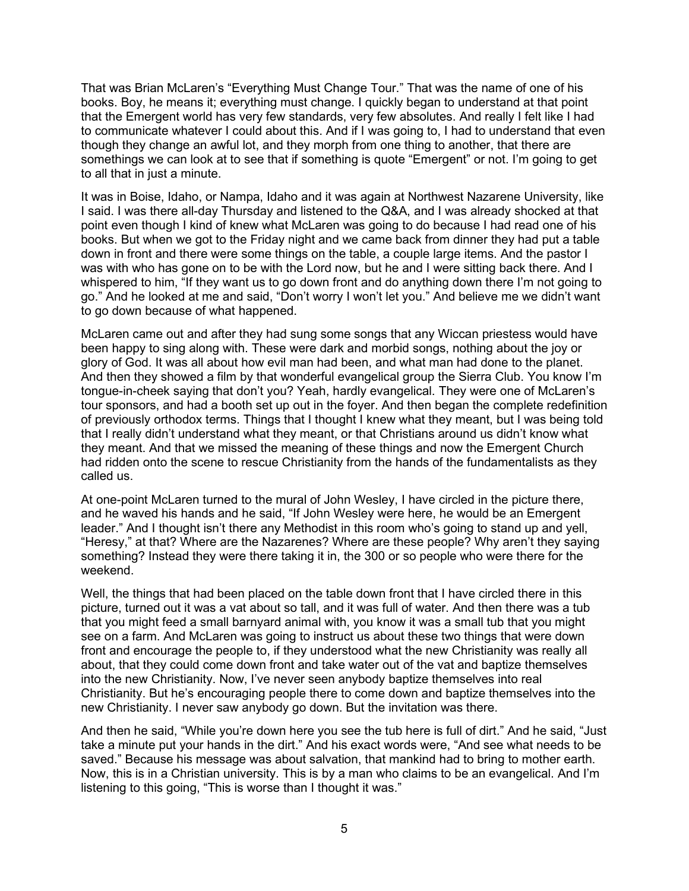That was Brian McLaren's "Everything Must Change Tour." That was the name of one of his books. Boy, he means it; everything must change. I quickly began to understand at that point that the Emergent world has very few standards, very few absolutes. And really I felt like I had to communicate whatever I could about this. And if I was going to, I had to understand that even though they change an awful lot, and they morph from one thing to another, that there are somethings we can look at to see that if something is quote "Emergent" or not. I'm going to get to all that in just a minute.

It was in Boise, Idaho, or Nampa, Idaho and it was again at Northwest Nazarene University, like I said. I was there all-day Thursday and listened to the Q&A, and I was already shocked at that point even though I kind of knew what McLaren was going to do because I had read one of his books. But when we got to the Friday night and we came back from dinner they had put a table down in front and there were some things on the table, a couple large items. And the pastor I was with who has gone on to be with the Lord now, but he and I were sitting back there. And I whispered to him, "If they want us to go down front and do anything down there I'm not going to go." And he looked at me and said, "Don't worry I won't let you." And believe me we didn't want to go down because of what happened.

McLaren came out and after they had sung some songs that any Wiccan priestess would have been happy to sing along with. These were dark and morbid songs, nothing about the joy or glory of God. It was all about how evil man had been, and what man had done to the planet. And then they showed a film by that wonderful evangelical group the Sierra Club. You know I'm tongue-in-cheek saying that don't you? Yeah, hardly evangelical. They were one of McLaren's tour sponsors, and had a booth set up out in the foyer. And then began the complete redefinition of previously orthodox terms. Things that I thought I knew what they meant, but I was being told that I really didn't understand what they meant, or that Christians around us didn't know what they meant. And that we missed the meaning of these things and now the Emergent Church had ridden onto the scene to rescue Christianity from the hands of the fundamentalists as they called us.

At one-point McLaren turned to the mural of John Wesley, I have circled in the picture there, and he waved his hands and he said, "If John Wesley were here, he would be an Emergent leader." And I thought isn't there any Methodist in this room who's going to stand up and yell, "Heresy," at that? Where are the Nazarenes? Where are these people? Why aren't they saying something? Instead they were there taking it in, the 300 or so people who were there for the weekend.

Well, the things that had been placed on the table down front that I have circled there in this picture, turned out it was a vat about so tall, and it was full of water. And then there was a tub that you might feed a small barnyard animal with, you know it was a small tub that you might see on a farm. And McLaren was going to instruct us about these two things that were down front and encourage the people to, if they understood what the new Christianity was really all about, that they could come down front and take water out of the vat and baptize themselves into the new Christianity. Now, I've never seen anybody baptize themselves into real Christianity. But he's encouraging people there to come down and baptize themselves into the new Christianity. I never saw anybody go down. But the invitation was there.

And then he said, "While you're down here you see the tub here is full of dirt." And he said, "Just take a minute put your hands in the dirt." And his exact words were, "And see what needs to be saved." Because his message was about salvation, that mankind had to bring to mother earth. Now, this is in a Christian university. This is by a man who claims to be an evangelical. And I'm listening to this going, "This is worse than I thought it was."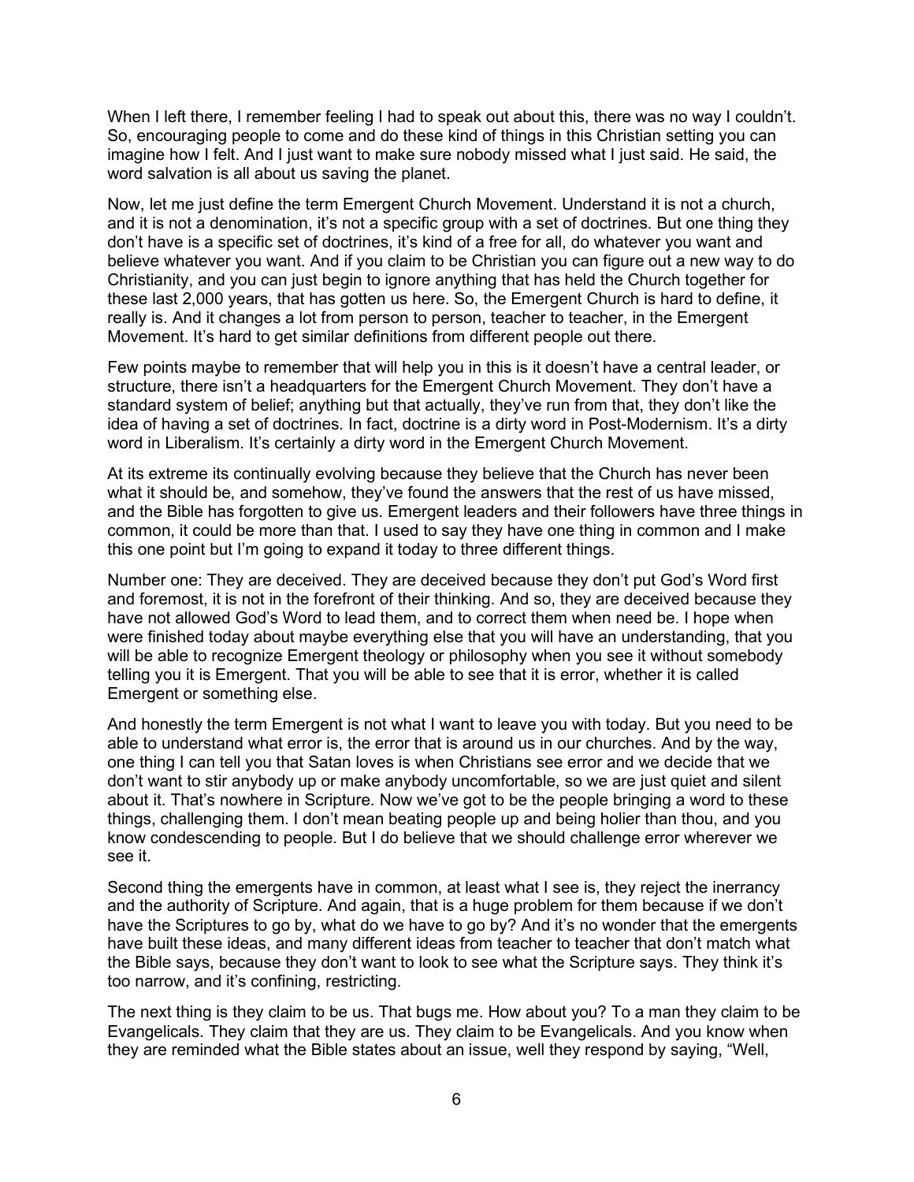When I left there, I remember feeling I had to speak out about this, there was no way I couldn't. So, encouraging people to come and do these kind of things in this Christian setting you can imagine how I felt. And I just want to make sure nobody missed what I just said. He said, the word salvation is all about us saving the planet.

Now, let me just define the term Emergent Church Movement. Understand it is not a church, and it is not a denomination, it's not a specific group with a set of doctrines. But one thing they don't have is a specific set of doctrines, it's kind of a free for all, do whatever you want and believe whatever you want. And if you claim to be Christian you can figure out a new way to do Christianity, and you can just begin to ignore anything that has held the Church together for these last 2,000 years, that has gotten us here. So, the Emergent Church is hard to define, it really is. And it changes a lot from person to person, teacher to teacher, in the Emergent Movement. It's hard to get similar definitions from different people out there.

Few points maybe to remember that will help you in this is it doesn't have a central leader, or structure, there isn't a headquarters for the Emergent Church Movement. They don't have a standard system of belief; anything but that actually, they've run from that, they don't like the idea of having a set of doctrines. In fact, doctrine is a dirty word in Post-Modernism. It's a dirty word in Liberalism. It's certainly a dirty word in the Emergent Church Movement.

At its extreme its continually evolving because they believe that the Church has never been what it should be, and somehow, they've found the answers that the rest of us have missed, and the Bible has forgotten to give us. Emergent leaders and their followers have three things in common, it could be more than that. I used to say they have one thing in common and I make this one point but I'm going to expand it today to three different things.

Number one: They are deceived. They are deceived because they don't put God's Word first and foremost, it is not in the forefront of their thinking. And so, they are deceived because they have not allowed God's Word to lead them, and to correct them when need be. I hope when were finished today about maybe everything else that you will have an understanding, that you will be able to recognize Emergent theology or philosophy when you see it without somebody telling you it is Emergent. That you will be able to see that it is error, whether it is called Emergent or something else.

And honestly the term Emergent is not what I want to leave you with today. But you need to be able to understand what error is, the error that is around us in our churches. And by the way, one thing I can tell you that Satan loves is when Christians see error and we decide that we don't want to stir anybody up or make anybody uncomfortable, so we are just quiet and silent about it. That's nowhere in Scripture. Now we've got to be the people bringing a word to these things, challenging them. I don't mean beating people up and being holier than thou, and you know condescending to people. But I do believe that we should challenge error wherever we see it.

Second thing the emergents have in common, at least what I see is, they reject the inerrancy and the authority of Scripture. And again, that is a huge problem for them because if we don't have the Scriptures to go by, what do we have to go by? And it's no wonder that the emergents have built these ideas, and many different ideas from teacher to teacher that don't match what the Bible says, because they don't want to look to see what the Scripture says. They think it's too narrow, and it's confining, restricting.

The next thing is they claim to be us. That bugs me. How about you? To a man they claim to be Evangelicals. They claim that they are us. They claim to be Evangelicals. And you know when they are reminded what the Bible states about an issue, well they respond by saying, "Well,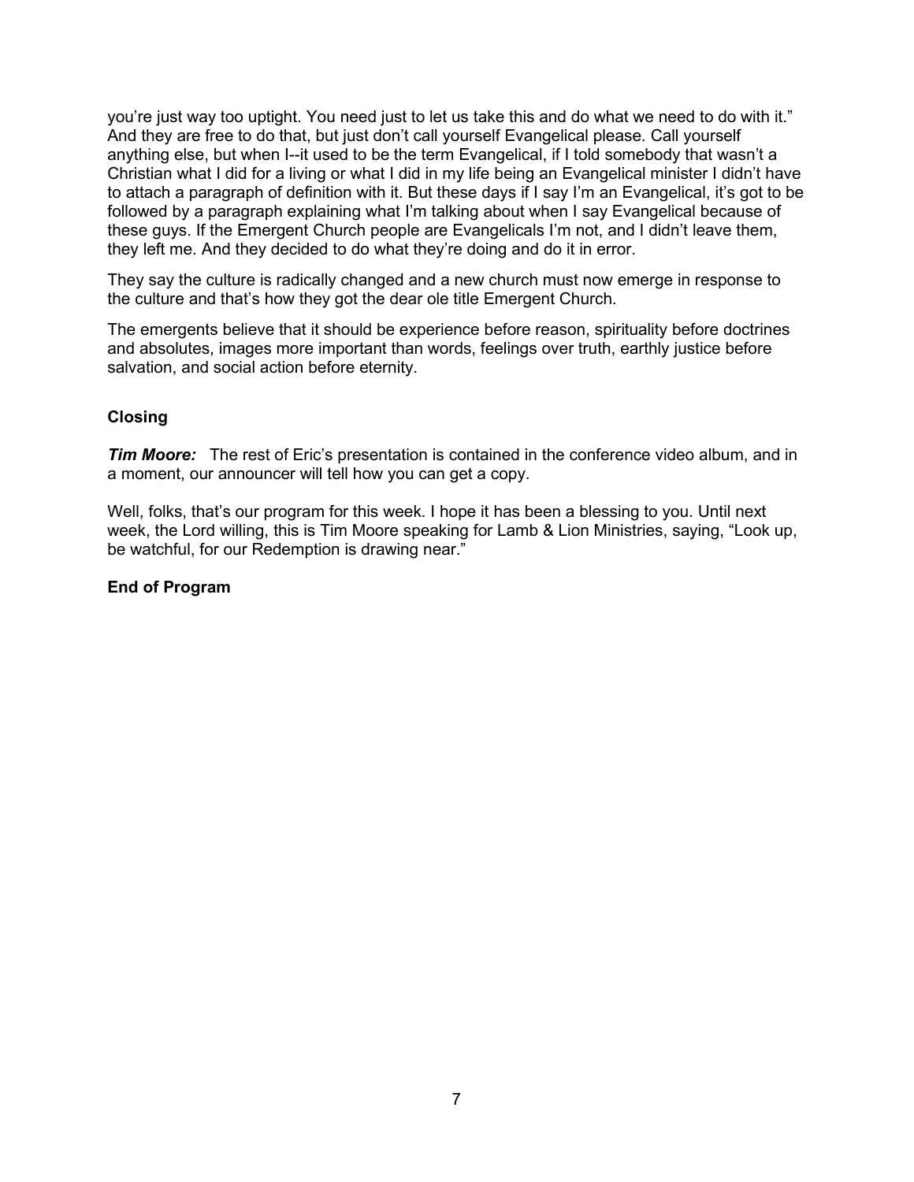you're just way too uptight. You need just to let us take this and do what we need to do with it." And they are free to do that, but just don't call yourself Evangelical please. Call yourself anything else, but when I--it used to be the term Evangelical, if I told somebody that wasn't a Christian what I did for a living or what I did in my life being an Evangelical minister I didn't have to attach a paragraph of definition with it. But these days if I say I'm an Evangelical, it's got to be followed by a paragraph explaining what I'm talking about when I say Evangelical because of these guys. If the Emergent Church people are Evangelicals I'm not, and I didn't leave them, they left me. And they decided to do what they're doing and do it in error.

They say the culture is radically changed and a new church must now emerge in response to the culture and that's how they got the dear ole title Emergent Church.

The emergents believe that it should be experience before reason, spirituality before doctrines and absolutes, images more important than words, feelings over truth, earthly justice before salvation, and social action before eternity.

### Closing

***Tim Moore:*** The rest of Eric's presentation is contained in the conference video album, and in a moment, our announcer will tell how you can get a copy.

Well, folks, that's our program for this week. I hope it has been a blessing to you. Until next week, the Lord willing, this is Tim Moore speaking for Lamb & Lion Ministries, saying, "Look up, be watchful, for our Redemption is drawing near."

### End of Program